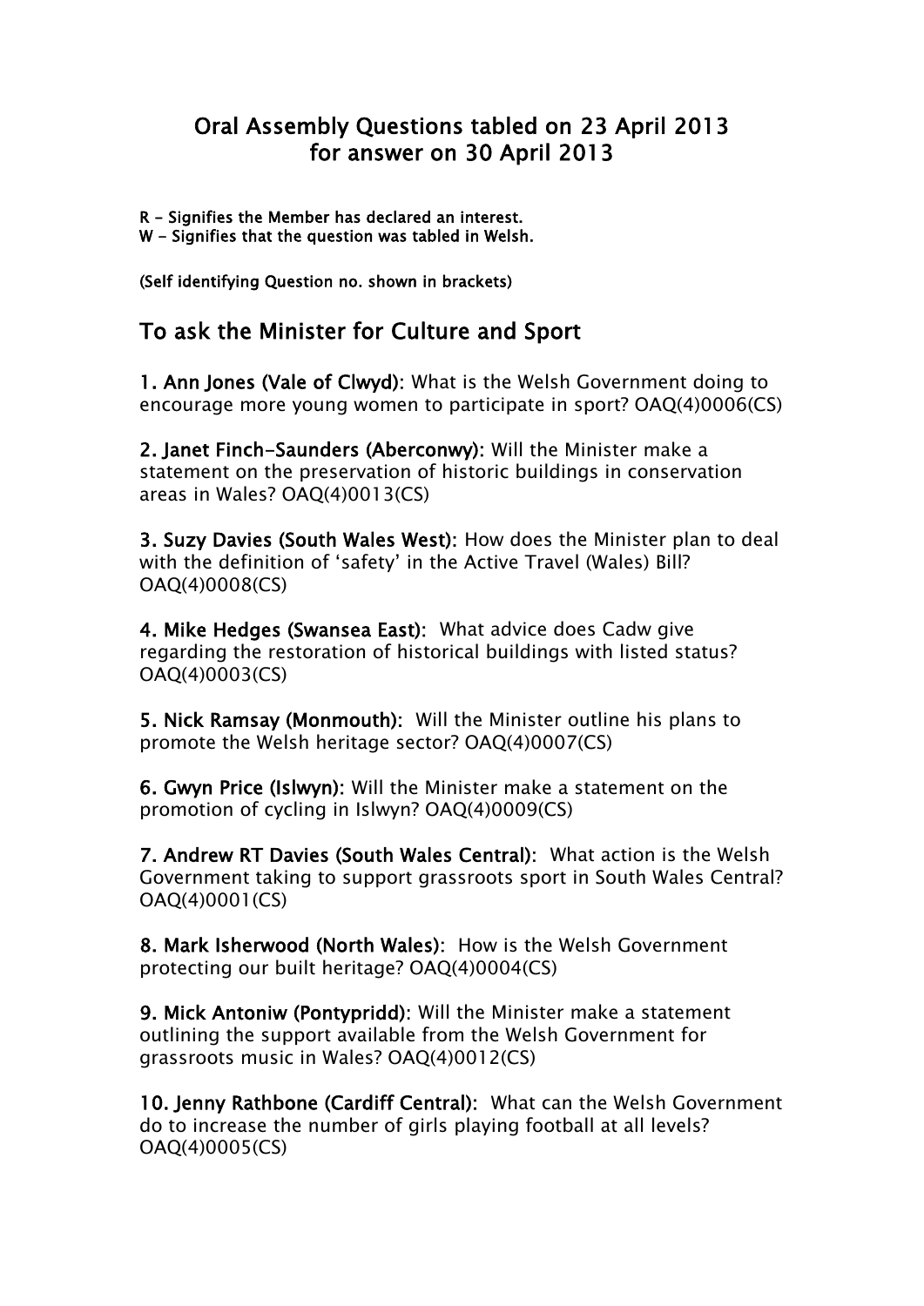# Oral Assembly Questions tabled on 23 April 2013 for answer on 30 April 2013

**R - Signifies the Member has declared an interest.**
**W - Signifies that the question was tabled in Welsh.**

**(Self identifying Question no. shown in brackets)**

## To ask the Minister for Culture and Sport

**1. Ann Jones (Vale of Clwyd):** What is the Welsh Government doing to encourage more young women to participate in sport? OAQ(4)0006(CS)

**2. Janet Finch-Saunders (Aberconwy):** Will the Minister make a statement on the preservation of historic buildings in conservation areas in Wales? OAQ(4)0013(CS)

**3. Suzy Davies (South Wales West):** How does the Minister plan to deal with the definition of 'safety' in the Active Travel (Wales) Bill? OAQ(4)0008(CS)

**4. Mike Hedges (Swansea East):** What advice does Cadw give regarding the restoration of historical buildings with listed status? OAQ(4)0003(CS)

**5. Nick Ramsay (Monmouth):** Will the Minister outline his plans to promote the Welsh heritage sector? OAQ(4)0007(CS)

**6. Gwyn Price (Islwyn):** Will the Minister make a statement on the promotion of cycling in Islwyn? OAQ(4)0009(CS)

**7. Andrew RT Davies (South Wales Central):** What action is the Welsh Government taking to support grassroots sport in South Wales Central? OAQ(4)0001(CS)

**8. Mark Isherwood (North Wales):** How is the Welsh Government protecting our built heritage? OAQ(4)0004(CS)

**9. Mick Antoniw (Pontypridd):** Will the Minister make a statement outlining the support available from the Welsh Government for grassroots music in Wales? OAQ(4)0012(CS)

**10. Jenny Rathbone (Cardiff Central):** What can the Welsh Government do to increase the number of girls playing football at all levels? OAQ(4)0005(CS)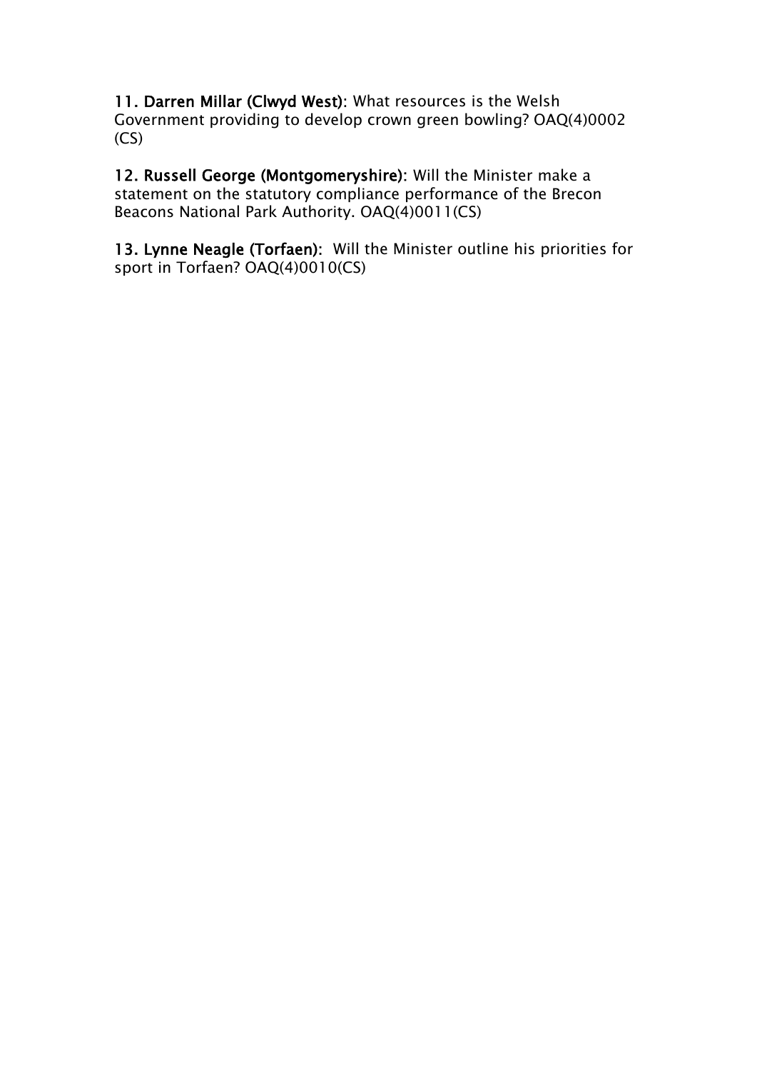**11. Darren Millar (Clwyd West)**: What resources is the Welsh Government providing to develop crown green bowling? OAQ(4)0002 (CS)

**12. Russell George (Montgomeryshire)**: Will the Minister make a statement on the statutory compliance performance of the Brecon Beacons National Park Authority. OAQ(4)0011(CS)

**13. Lynne Neagle (Torfaen)**: Will the Minister outline his priorities for sport in Torfaen? OAQ(4)0010(CS)